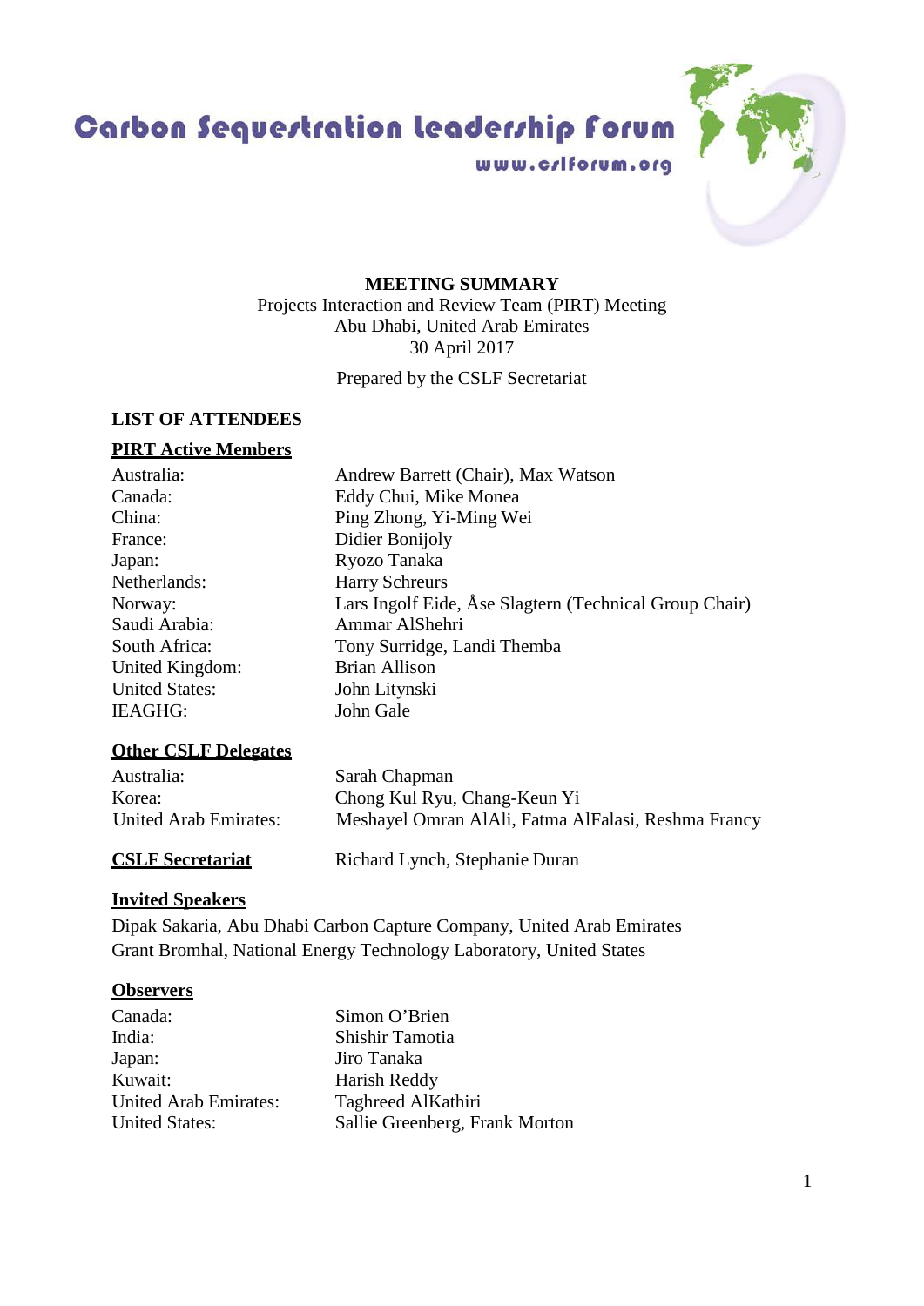# Carbon Sequestration Leadership Forum

www.cslforum.org

**MEETING SUMMARY**
Projects Interaction and Review Team (PIRT) Meeting
Abu Dhabi, United Arab Emirates
30 April 2017

Prepared by the CSLF Secretariat

## LIST OF ATTENDEES

### PIRT Active Members

| | |
|---|---|
| Australia: | Andrew Barrett (Chair), Max Watson |
| Canada: | Eddy Chui, Mike Monea |
| China: | Ping Zhong, Yi-Ming Wei |
| France: | Didier Bonijoly |
| Japan: | Ryozo Tanaka |
| Netherlands: | Harry Schreurs |
| Norway: | Lars Ingolf Eide, Åse Slagtern (Technical Group Chair) |
| Saudi Arabia: | Ammar AlShehri |
| South Africa: | Tony Surridge, Landi Themba |
| United Kingdom: | Brian Allison |
| United States: | John Litynski |
| IEAGHG: | John Gale |

### Other CSLF Delegates

| | |
|---|---|
| Australia: | Sarah Chapman |
| Korea: | Chong Kul Ryu, Chang-Keun Yi |
| United Arab Emirates: | Meshayel Omran AlAli, Fatma AlFalasi, Reshma Francy |

### CSLF Secretariat

Richard Lynch, Stephanie Duran

### Invited Speakers

Dipak Sakaria, Abu Dhabi Carbon Capture Company, United Arab Emirates
Grant Bromhal, National Energy Technology Laboratory, United States

### Observers

| | |
|---|---|
| Canada: | Simon O'Brien |
| India: | Shishir Tamotia |
| Japan: | Jiro Tanaka |
| Kuwait: | Harish Reddy |
| United Arab Emirates: | Taghreed AlKathiri |
| United States: | Sallie Greenberg, Frank Morton |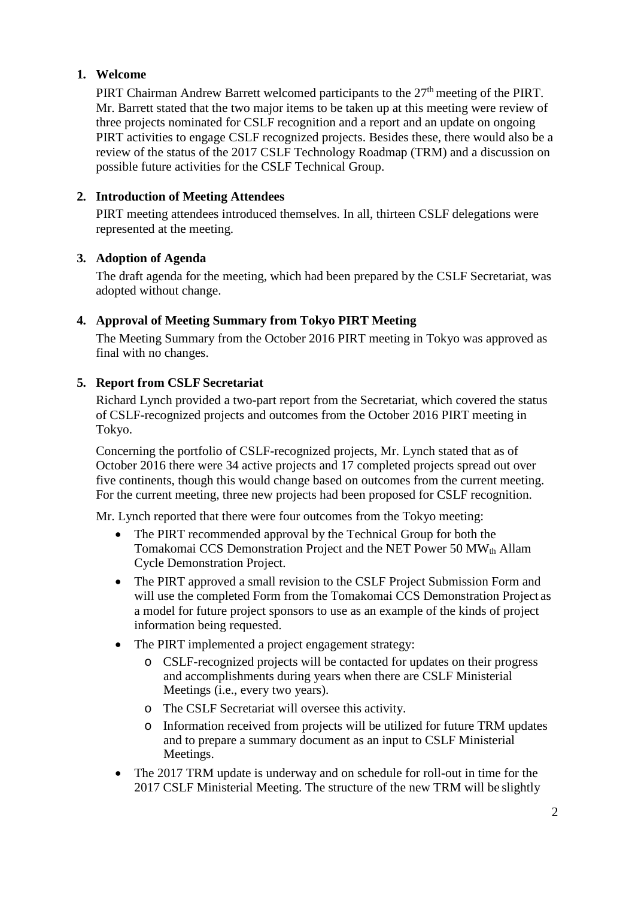## 1. Welcome

PIRT Chairman Andrew Barrett welcomed participants to the 27th meeting of the PIRT. Mr. Barrett stated that the two major items to be taken up at this meeting were review of three projects nominated for CSLF recognition and a report and an update on ongoing PIRT activities to engage CSLF recognized projects. Besides these, there would also be a review of the status of the 2017 CSLF Technology Roadmap (TRM) and a discussion on possible future activities for the CSLF Technical Group.

## 2. Introduction of Meeting Attendees

PIRT meeting attendees introduced themselves. In all, thirteen CSLF delegations were represented at the meeting.

## 3. Adoption of Agenda

The draft agenda for the meeting, which had been prepared by the CSLF Secretariat, was adopted without change.

## 4. Approval of Meeting Summary from Tokyo PIRT Meeting

The Meeting Summary from the October 2016 PIRT meeting in Tokyo was approved as final with no changes.

## 5. Report from CSLF Secretariat

Richard Lynch provided a two-part report from the Secretariat, which covered the status of CSLF-recognized projects and outcomes from the October 2016 PIRT meeting in Tokyo.

Concerning the portfolio of CSLF-recognized projects, Mr. Lynch stated that as of October 2016 there were 34 active projects and 17 completed projects spread out over five continents, though this would change based on outcomes from the current meeting. For the current meeting, three new projects had been proposed for CSLF recognition.

Mr. Lynch reported that there were four outcomes from the Tokyo meeting:

- The PIRT recommended approval by the Technical Group for both the Tomakomai CCS Demonstration Project and the NET Power 50 $MW_{th}$ Allam Cycle Demonstration Project.
- The PIRT approved a small revision to the CSLF Project Submission Form and will use the completed Form from the Tomakomai CCS Demonstration Project as a model for future project sponsors to use as an example of the kinds of project information being requested.
- The PIRT implemented a project engagement strategy:
  - CSLF-recognized projects will be contacted for updates on their progress and accomplishments during years when there are CSLF Ministerial Meetings (i.e., every two years).
  - The CSLF Secretariat will oversee this activity.
  - Information received from projects will be utilized for future TRM updates and to prepare a summary document as an input to CSLF Ministerial Meetings.
- The 2017 TRM update is underway and on schedule for roll-out in time for the 2017 CSLF Ministerial Meeting. The structure of the new TRM will be slightly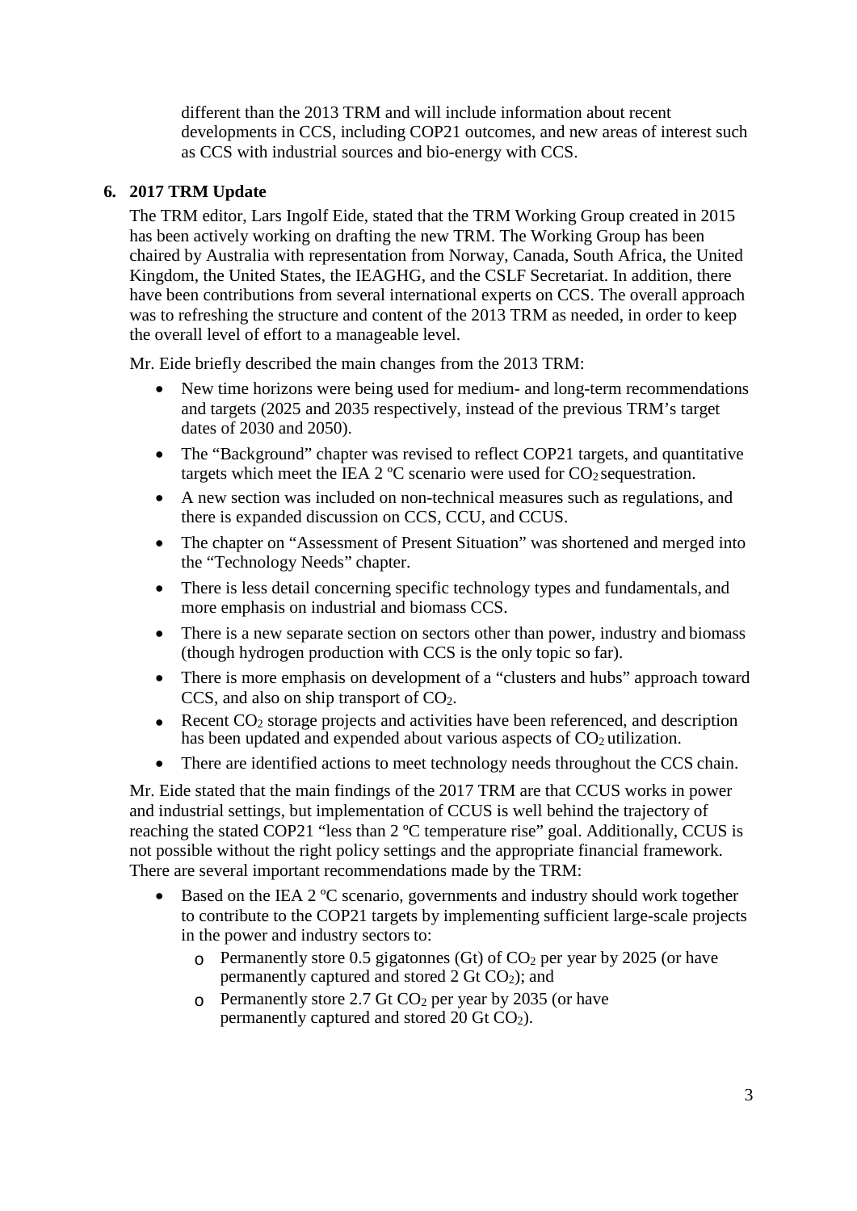different than the 2013 TRM and will include information about recent developments in CCS, including COP21 outcomes, and new areas of interest such as CCS with industrial sources and bio-energy with CCS.

**6. 2017 TRM Update**

The TRM editor, Lars Ingolf Eide, stated that the TRM Working Group created in 2015 has been actively working on drafting the new TRM. The Working Group has been chaired by Australia with representation from Norway, Canada, South Africa, the United Kingdom, the United States, the IEAGHG, and the CSLF Secretariat. In addition, there have been contributions from several international experts on CCS. The overall approach was to refreshing the structure and content of the 2013 TRM as needed, in order to keep the overall level of effort to a manageable level.

Mr. Eide briefly described the main changes from the 2013 TRM:

- New time horizons were being used for medium- and long-term recommendations and targets (2025 and 2035 respectively, instead of the previous TRM's target dates of 2030 and 2050).
- The "Background" chapter was revised to reflect COP21 targets, and quantitative targets which meet the IEA 2 ºC scenario were used for $CO_2$ sequestration.
- A new section was included on non-technical measures such as regulations, and there is expanded discussion on CCS, CCU, and CCUS.
- The chapter on "Assessment of Present Situation" was shortened and merged into the "Technology Needs" chapter.
- There is less detail concerning specific technology types and fundamentals, and more emphasis on industrial and biomass CCS.
- There is a new separate section on sectors other than power, industry and biomass (though hydrogen production with CCS is the only topic so far).
- There is more emphasis on development of a "clusters and hubs" approach toward CCS, and also on ship transport of $CO_2$.
- Recent $CO_2$ storage projects and activities have been referenced, and description has been updated and expended about various aspects of $CO_2$ utilization.
- There are identified actions to meet technology needs throughout the CCS chain.

Mr. Eide stated that the main findings of the 2017 TRM are that CCUS works in power and industrial settings, but implementation of CCUS is well behind the trajectory of reaching the stated COP21 "less than 2 ºC temperature rise" goal. Additionally, CCUS is not possible without the right policy settings and the appropriate financial framework. There are several important recommendations made by the TRM:

- Based on the IEA 2 ºC scenario, governments and industry should work together to contribute to the COP21 targets by implementing sufficient large-scale projects in the power and industry sectors to:
  - Permanently store 0.5 gigatonnes (Gt) of $CO_2$ per year by 2025 (or have permanently captured and stored 2 Gt $CO_2$); and
  - Permanently store 2.7 Gt $CO_2$ per year by 2035 (or have permanently captured and stored 20 Gt $CO_2$).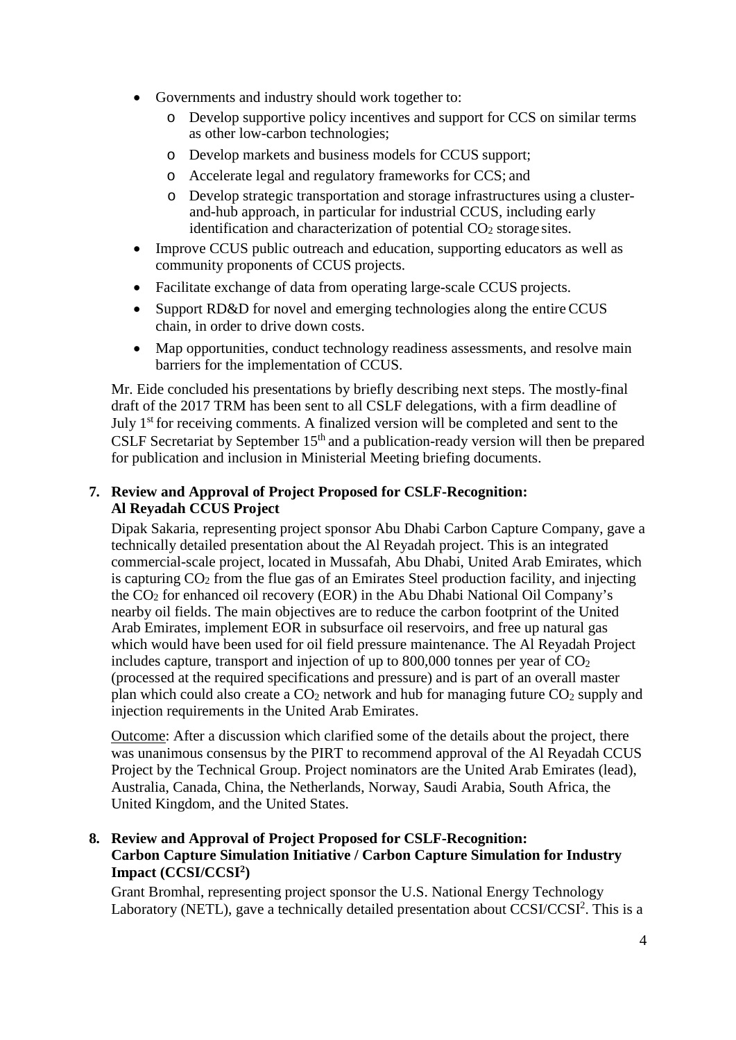- Governments and industry should work together to:
  - Develop supportive policy incentives and support for CCS on similar terms as other low-carbon technologies;
  - Develop markets and business models for CCUS support;
  - Accelerate legal and regulatory frameworks for CCS; and
  - Develop strategic transportation and storage infrastructures using a cluster-and-hub approach, in particular for industrial CCUS, including early identification and characterization of potential $CO_2$ storage sites.
- Improve CCUS public outreach and education, supporting educators as well as community proponents of CCUS projects.
- Facilitate exchange of data from operating large-scale CCUS projects.
- Support RD&D for novel and emerging technologies along the entire CCUS chain, in order to drive down costs.
- Map opportunities, conduct technology readiness assessments, and resolve main barriers for the implementation of CCUS.

Mr. Eide concluded his presentations by briefly describing next steps. The mostly-final draft of the 2017 TRM has been sent to all CSLF delegations, with a firm deadline of July 1st for receiving comments. A finalized version will be completed and sent to the CSLF Secretariat by September 15th and a publication-ready version will then be prepared for publication and inclusion in Ministerial Meeting briefing documents.

**7. Review and Approval of Project Proposed for CSLF-Recognition: Al Reyadah CCUS Project**

Dipak Sakaria, representing project sponsor Abu Dhabi Carbon Capture Company, gave a technically detailed presentation about the Al Reyadah project. This is an integrated commercial-scale project, located in Mussafah, Abu Dhabi, United Arab Emirates, which is capturing $CO_2$ from the flue gas of an Emirates Steel production facility, and injecting the $CO_2$ for enhanced oil recovery (EOR) in the Abu Dhabi National Oil Company's nearby oil fields. The main objectives are to reduce the carbon footprint of the United Arab Emirates, implement EOR in subsurface oil reservoirs, and free up natural gas which would have been used for oil field pressure maintenance. The Al Reyadah Project includes capture, transport and injection of up to 800,000 tonnes per year of $CO_2$ (processed at the required specifications and pressure) and is part of an overall master plan which could also create a $CO_2$ network and hub for managing future $CO_2$ supply and injection requirements in the United Arab Emirates.

Outcome: After a discussion which clarified some of the details about the project, there was unanimous consensus by the PIRT to recommend approval of the Al Reyadah CCUS Project by the Technical Group. Project nominators are the United Arab Emirates (lead), Australia, Canada, China, the Netherlands, Norway, Saudi Arabia, South Africa, the United Kingdom, and the United States.

**8. Review and Approval of Project Proposed for CSLF-Recognition: Carbon Capture Simulation Initiative / Carbon Capture Simulation for Industry Impact (CCSI/CCSI²)**

Grant Bromhal, representing project sponsor the U.S. National Energy Technology Laboratory (NETL), gave a technically detailed presentation about CCSI/CCSI². This is a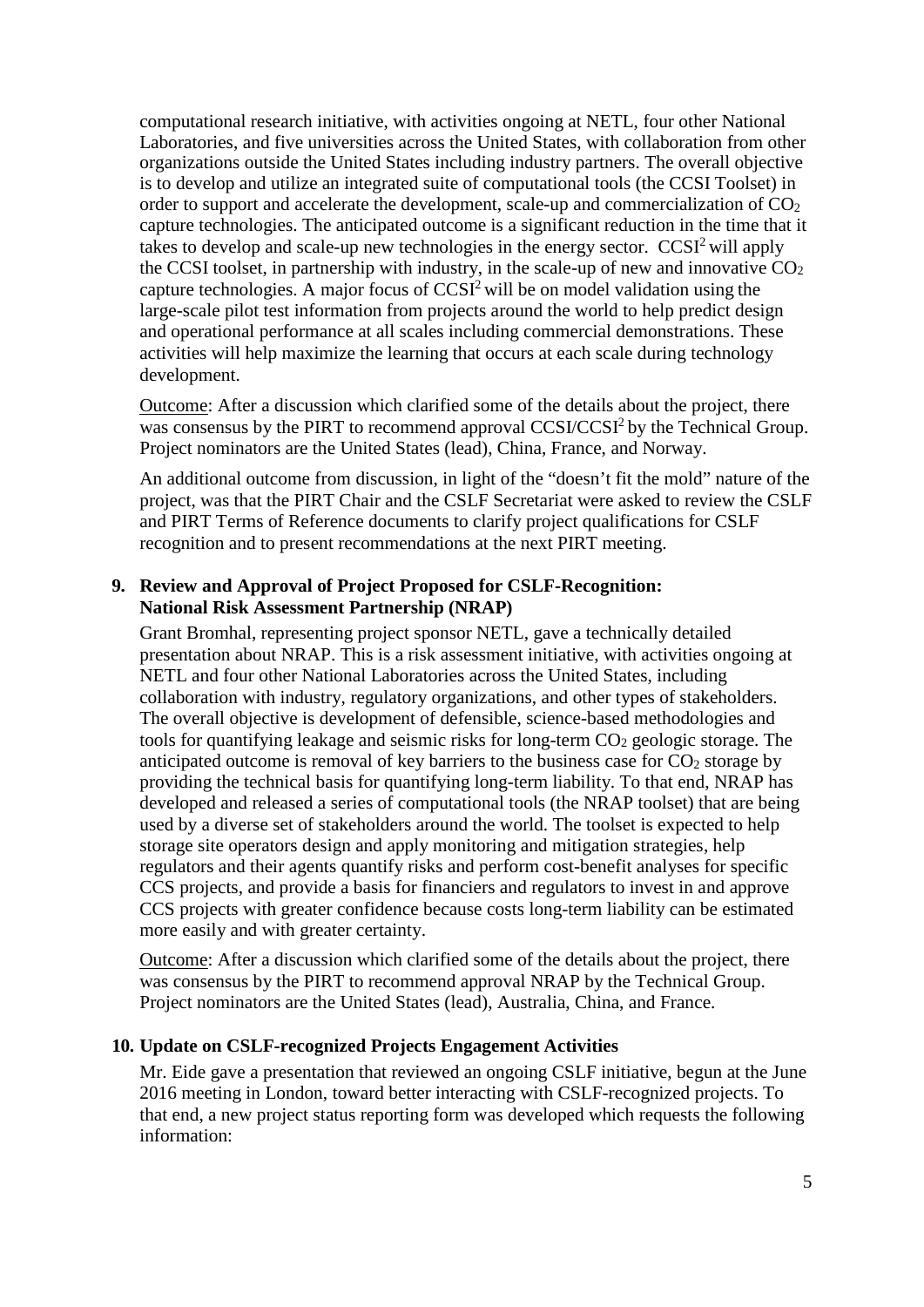computational research initiative, with activities ongoing at NETL, four other National Laboratories, and five universities across the United States, with collaboration from other organizations outside the United States including industry partners. The overall objective is to develop and utilize an integrated suite of computational tools (the CCSI Toolset) in order to support and accelerate the development, scale-up and commercialization of $CO_2$ capture technologies. The anticipated outcome is a significant reduction in the time that it takes to develop and scale-up new technologies in the energy sector. $CCSI^2$ will apply the CCSI toolset, in partnership with industry, in the scale-up of new and innovative $CO_2$ capture technologies. A major focus of $CCSI^2$ will be on model validation using the large-scale pilot test information from projects around the world to help predict design and operational performance at all scales including commercial demonstrations. These activities will help maximize the learning that occurs at each scale during technology development.

Outcome: After a discussion which clarified some of the details about the project, there was consensus by the PIRT to recommend approval CCSI/$CCSI^2$ by the Technical Group. Project nominators are the United States (lead), China, France, and Norway.

An additional outcome from discussion, in light of the "doesn't fit the mold" nature of the project, was that the PIRT Chair and the CSLF Secretariat were asked to review the CSLF and PIRT Terms of Reference documents to clarify project qualifications for CSLF recognition and to present recommendations at the next PIRT meeting.

**9. Review and Approval of Project Proposed for CSLF-Recognition: National Risk Assessment Partnership (NRAP)**

Grant Bromhal, representing project sponsor NETL, gave a technically detailed presentation about NRAP. This is a risk assessment initiative, with activities ongoing at NETL and four other National Laboratories across the United States, including collaboration with industry, regulatory organizations, and other types of stakeholders. The overall objective is development of defensible, science-based methodologies and tools for quantifying leakage and seismic risks for long-term $CO_2$ geologic storage. The anticipated outcome is removal of key barriers to the business case for $CO_2$ storage by providing the technical basis for quantifying long-term liability. To that end, NRAP has developed and released a series of computational tools (the NRAP toolset) that are being used by a diverse set of stakeholders around the world. The toolset is expected to help storage site operators design and apply monitoring and mitigation strategies, help regulators and their agents quantify risks and perform cost-benefit analyses for specific CCS projects, and provide a basis for financiers and regulators to invest in and approve CCS projects with greater confidence because costs long-term liability can be estimated more easily and with greater certainty.

Outcome: After a discussion which clarified some of the details about the project, there was consensus by the PIRT to recommend approval NRAP by the Technical Group. Project nominators are the United States (lead), Australia, China, and France.

**10. Update on CSLF-recognized Projects Engagement Activities**

Mr. Eide gave a presentation that reviewed an ongoing CSLF initiative, begun at the June 2016 meeting in London, toward better interacting with CSLF-recognized projects. To that end, a new project status reporting form was developed which requests the following information: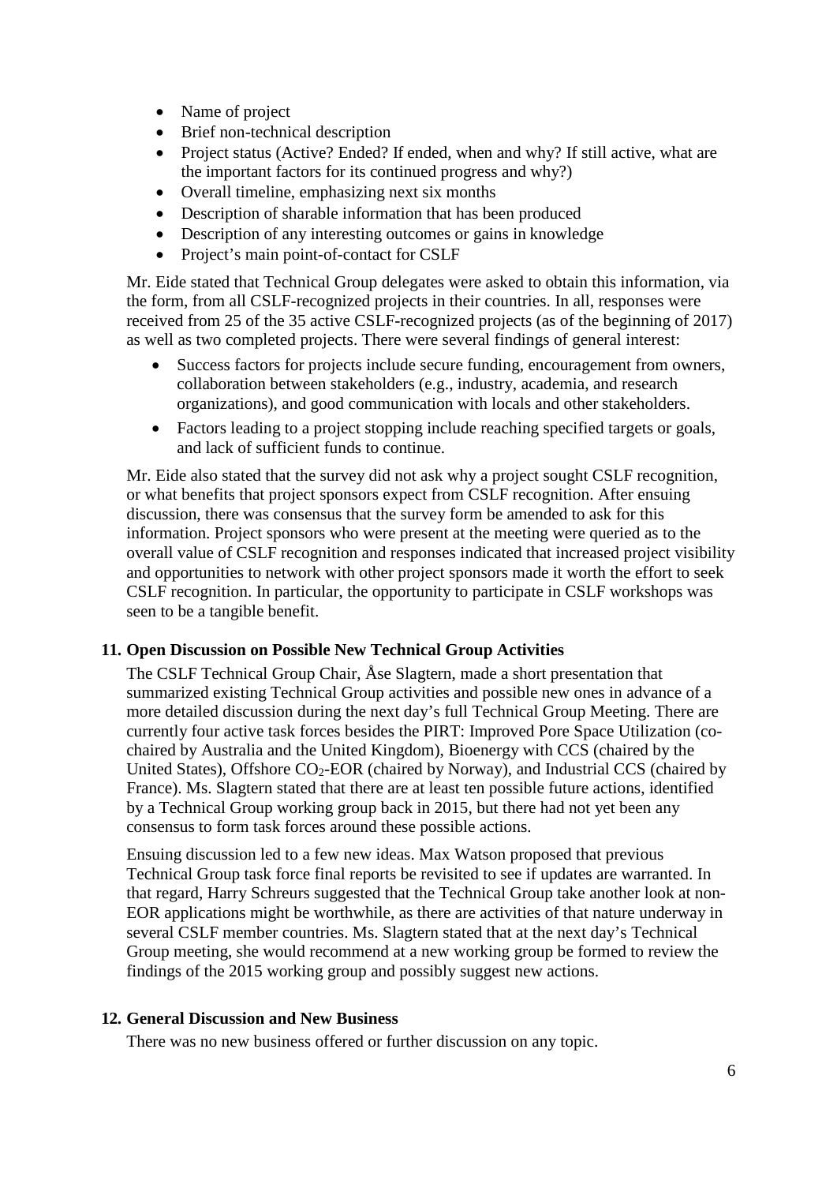- Name of project
- Brief non-technical description
- Project status (Active? Ended? If ended, when and why? If still active, what are the important factors for its continued progress and why?)
- Overall timeline, emphasizing next six months
- Description of sharable information that has been produced
- Description of any interesting outcomes or gains in knowledge
- Project's main point-of-contact for CSLF

Mr. Eide stated that Technical Group delegates were asked to obtain this information, via the form, from all CSLF-recognized projects in their countries. In all, responses were received from 25 of the 35 active CSLF-recognized projects (as of the beginning of 2017) as well as two completed projects. There were several findings of general interest:

- Success factors for projects include secure funding, encouragement from owners, collaboration between stakeholders (e.g., industry, academia, and research organizations), and good communication with locals and other stakeholders.
- Factors leading to a project stopping include reaching specified targets or goals, and lack of sufficient funds to continue.

Mr. Eide also stated that the survey did not ask why a project sought CSLF recognition, or what benefits that project sponsors expect from CSLF recognition. After ensuing discussion, there was consensus that the survey form be amended to ask for this information. Project sponsors who were present at the meeting were queried as to the overall value of CSLF recognition and responses indicated that increased project visibility and opportunities to network with other project sponsors made it worth the effort to seek CSLF recognition. In particular, the opportunity to participate in CSLF workshops was seen to be a tangible benefit.

## 11. Open Discussion on Possible New Technical Group Activities

The CSLF Technical Group Chair, Åse Slagtern, made a short presentation that summarized existing Technical Group activities and possible new ones in advance of a more detailed discussion during the next day's full Technical Group Meeting. There are currently four active task forces besides the PIRT: Improved Pore Space Utilization (co-chaired by Australia and the United Kingdom), Bioenergy with CCS (chaired by the United States), Offshore $CO_2$-EOR (chaired by Norway), and Industrial CCS (chaired by France). Ms. Slagtern stated that there are at least ten possible future actions, identified by a Technical Group working group back in 2015, but there had not yet been any consensus to form task forces around these possible actions.

Ensuing discussion led to a few new ideas. Max Watson proposed that previous Technical Group task force final reports be revisited to see if updates are warranted. In that regard, Harry Schreurs suggested that the Technical Group take another look at non-EOR applications might be worthwhile, as there are activities of that nature underway in several CSLF member countries. Ms. Slagtern stated that at the next day's Technical Group meeting, she would recommend at a new working group be formed to review the findings of the 2015 working group and possibly suggest new actions.

## 12. General Discussion and New Business

There was no new business offered or further discussion on any topic.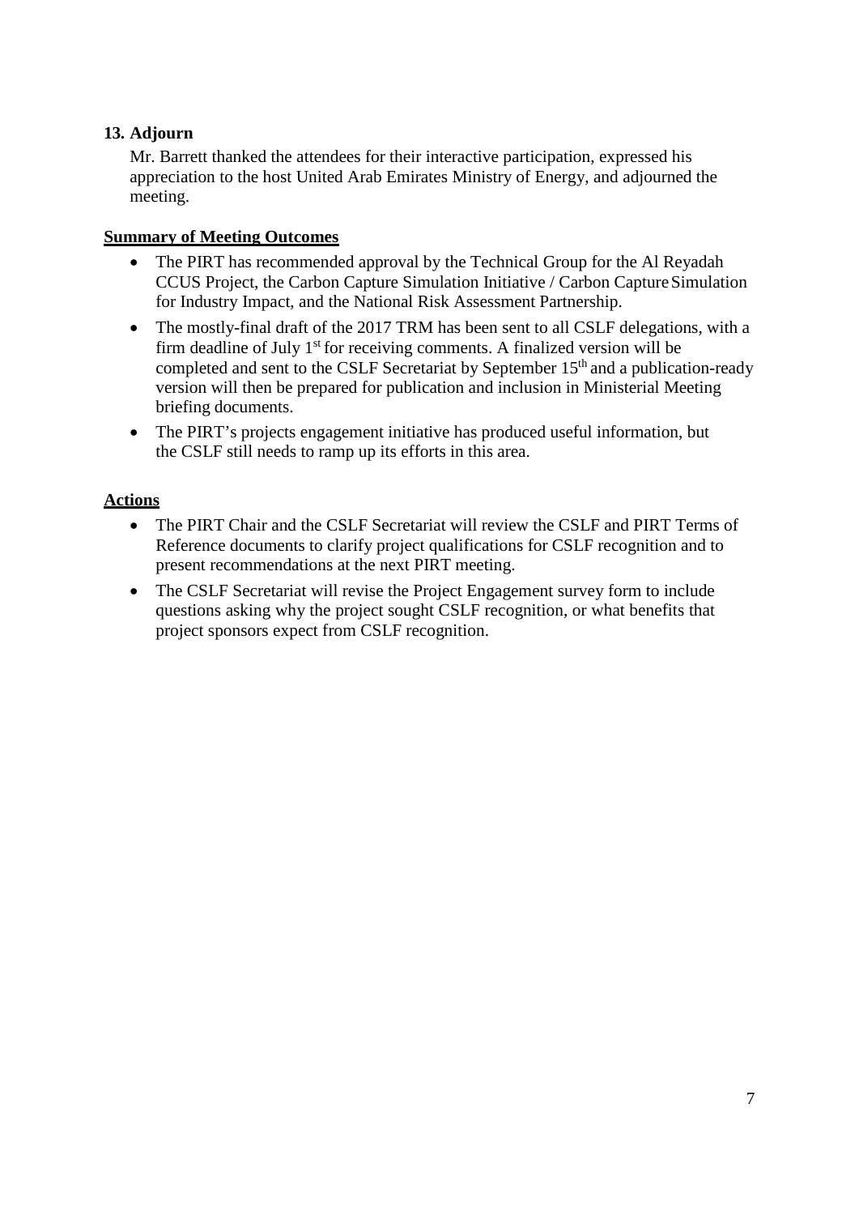### 13. Adjourn

Mr. Barrett thanked the attendees for their interactive participation, expressed his appreciation to the host United Arab Emirates Ministry of Energy, and adjourned the meeting.

**Summary of Meeting Outcomes**

- The PIRT has recommended approval by the Technical Group for the Al Reyadah CCUS Project, the Carbon Capture Simulation Initiative / Carbon Capture Simulation for Industry Impact, and the National Risk Assessment Partnership.
- The mostly-final draft of the 2017 TRM has been sent to all CSLF delegations, with a firm deadline of July 1st for receiving comments. A finalized version will be completed and sent to the CSLF Secretariat by September 15th and a publication-ready version will then be prepared for publication and inclusion in Ministerial Meeting briefing documents.
- The PIRT's projects engagement initiative has produced useful information, but the CSLF still needs to ramp up its efforts in this area.

**Actions**

- The PIRT Chair and the CSLF Secretariat will review the CSLF and PIRT Terms of Reference documents to clarify project qualifications for CSLF recognition and to present recommendations at the next PIRT meeting.
- The CSLF Secretariat will revise the Project Engagement survey form to include questions asking why the project sought CSLF recognition, or what benefits that project sponsors expect from CSLF recognition.